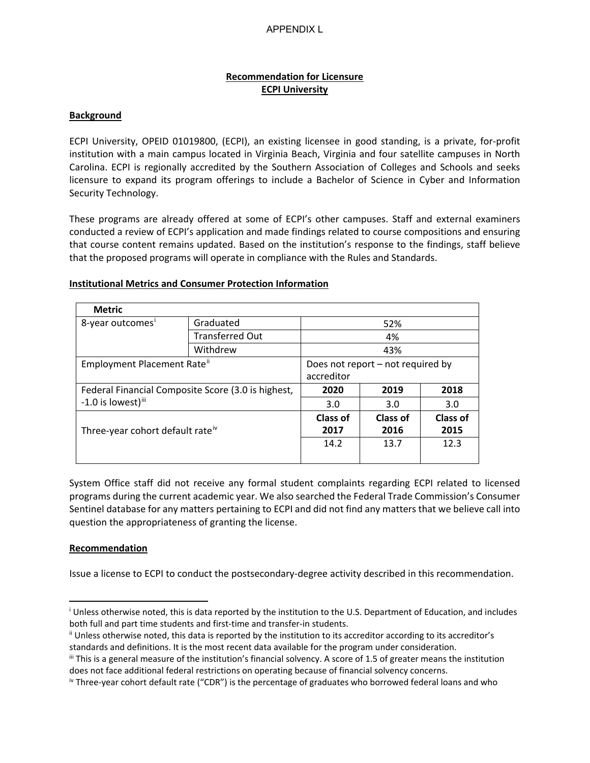APPENDIX L

**Recommendation for Licensure**
**ECPI University**

## Background

ECPI University, OPEID 01019800, (ECPI), an existing licensee in good standing, is a private, for-profit institution with a main campus located in Virginia Beach, Virginia and four satellite campuses in North Carolina. ECPI is regionally accredited by the Southern Association of Colleges and Schools and seeks licensure to expand its program offerings to include a Bachelor of Science in Cyber and Information Security Technology.

These programs are already offered at some of ECPI's other campuses. Staff and external examiners conducted a review of ECPI's application and made findings related to course compositions and ensuring that course content remains updated. Based on the institution's response to the findings, staff believe that the proposed programs will operate in compliance with the Rules and Standards.

## Institutional Metrics and Consumer Protection Information

| **Metric** | | | | |
|---|---|---|---|---|
| 8-year outcomes[i] | Graduated | 52% | | |
| | Transferred Out | 4% | | |
| | Withdrew | 43% | | |
| Employment Placement Rate[ii] | | Does not report – not required by accreditor | | |
| Federal Financial Composite Score (3.0 is highest, -1.0 is lowest)[iii] | | **2020** | **2019** | **2018** |
| | | 3.0 | 3.0 | 3.0 |
| Three-year cohort default rate[iv] | | **Class of 2017** | **Class of 2016** | **Class of 2015** |
| | | 14.2 | 13.7 | 12.3 |

System Office staff did not receive any formal student complaints regarding ECPI related to licensed programs during the current academic year. We also searched the Federal Trade Commission's Consumer Sentinel database for any matters pertaining to ECPI and did not find any matters that we believe call into question the appropriateness of granting the license.

## Recommendation

Issue a license to ECPI to conduct the postsecondary-degree activity described in this recommendation.

---

[i] Unless otherwise noted, this is data reported by the institution to the U.S. Department of Education, and includes both full and part time students and first-time and transfer-in students.

[ii] Unless otherwise noted, this data is reported by the institution to its accreditor according to its accreditor's standards and definitions. It is the most recent data available for the program under consideration.

[iii] This is a general measure of the institution's financial solvency. A score of 1.5 of greater means the institution does not face additional federal restrictions on operating because of financial solvency concerns.

[iv] Three-year cohort default rate ("CDR") is the percentage of graduates who borrowed federal loans and who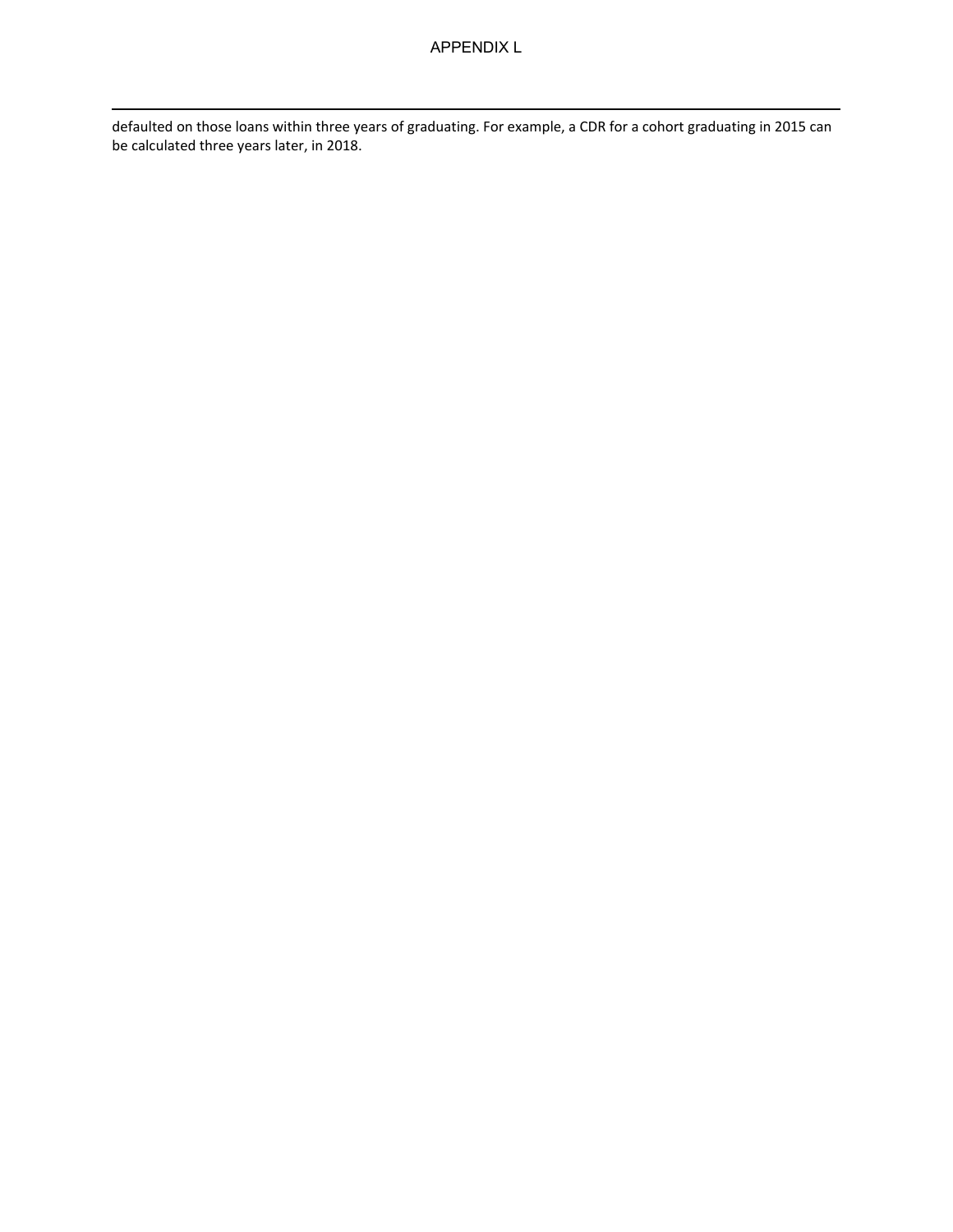defaulted on those loans within three years of graduating. For example, a CDR for a cohort graduating in 2015 can be calculated three years later, in 2018.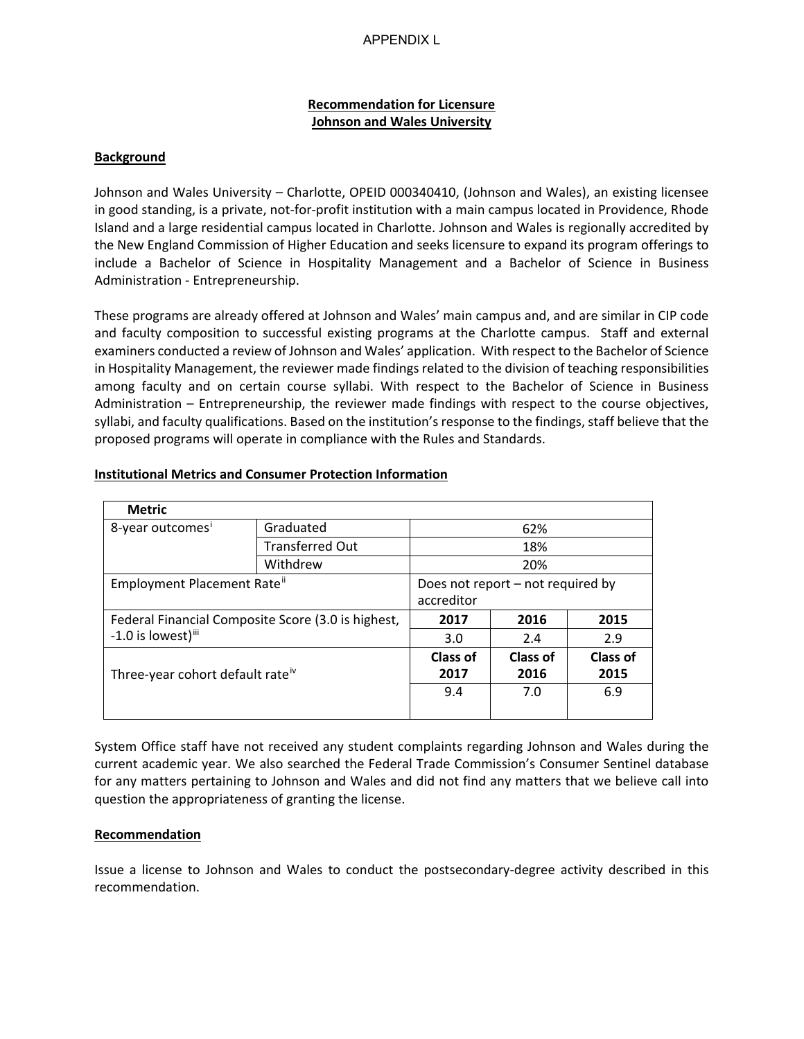APPENDIX L

## Recommendation for Licensure
## Johnson and Wales University

### Background

Johnson and Wales University – Charlotte, OPEID 000340410, (Johnson and Wales), an existing licensee in good standing, is a private, not-for-profit institution with a main campus located in Providence, Rhode Island and a large residential campus located in Charlotte. Johnson and Wales is regionally accredited by the New England Commission of Higher Education and seeks licensure to expand its program offerings to include a Bachelor of Science in Hospitality Management and a Bachelor of Science in Business Administration - Entrepreneurship.

These programs are already offered at Johnson and Wales' main campus and, and are similar in CIP code and faculty composition to successful existing programs at the Charlotte campus. Staff and external examiners conducted a review of Johnson and Wales' application. With respect to the Bachelor of Science in Hospitality Management, the reviewer made findings related to the division of teaching responsibilities among faculty and on certain course syllabi. With respect to the Bachelor of Science in Business Administration – Entrepreneurship, the reviewer made findings with respect to the course objectives, syllabi, and faculty qualifications. Based on the institution's response to the findings, staff believe that the proposed programs will operate in compliance with the Rules and Standards.

### Institutional Metrics and Consumer Protection Information

| Metric | | | | |
|---|---|---|---|---|
| 8-year outcomes[i] | Graduated | 62% | | |
| | Transferred Out | 18% | | |
| | Withdrew | 20% | | |
| Employment Placement Rate[ii] | | Does not report – not required by accreditor | | |
| Federal Financial Composite Score (3.0 is highest, -1.0 is lowest)[iii] | | **2017** | **2016** | **2015** |
| | | 3.0 | 2.4 | 2.9 |
| Three-year cohort default rate[iv] | | **Class of 2017** | **Class of 2016** | **Class of 2015** |
| | | 9.4 | 7.0 | 6.9 |

System Office staff have not received any student complaints regarding Johnson and Wales during the current academic year. We also searched the Federal Trade Commission's Consumer Sentinel database for any matters pertaining to Johnson and Wales and did not find any matters that we believe call into question the appropriateness of granting the license.

### Recommendation

Issue a license to Johnson and Wales to conduct the postsecondary-degree activity described in this recommendation.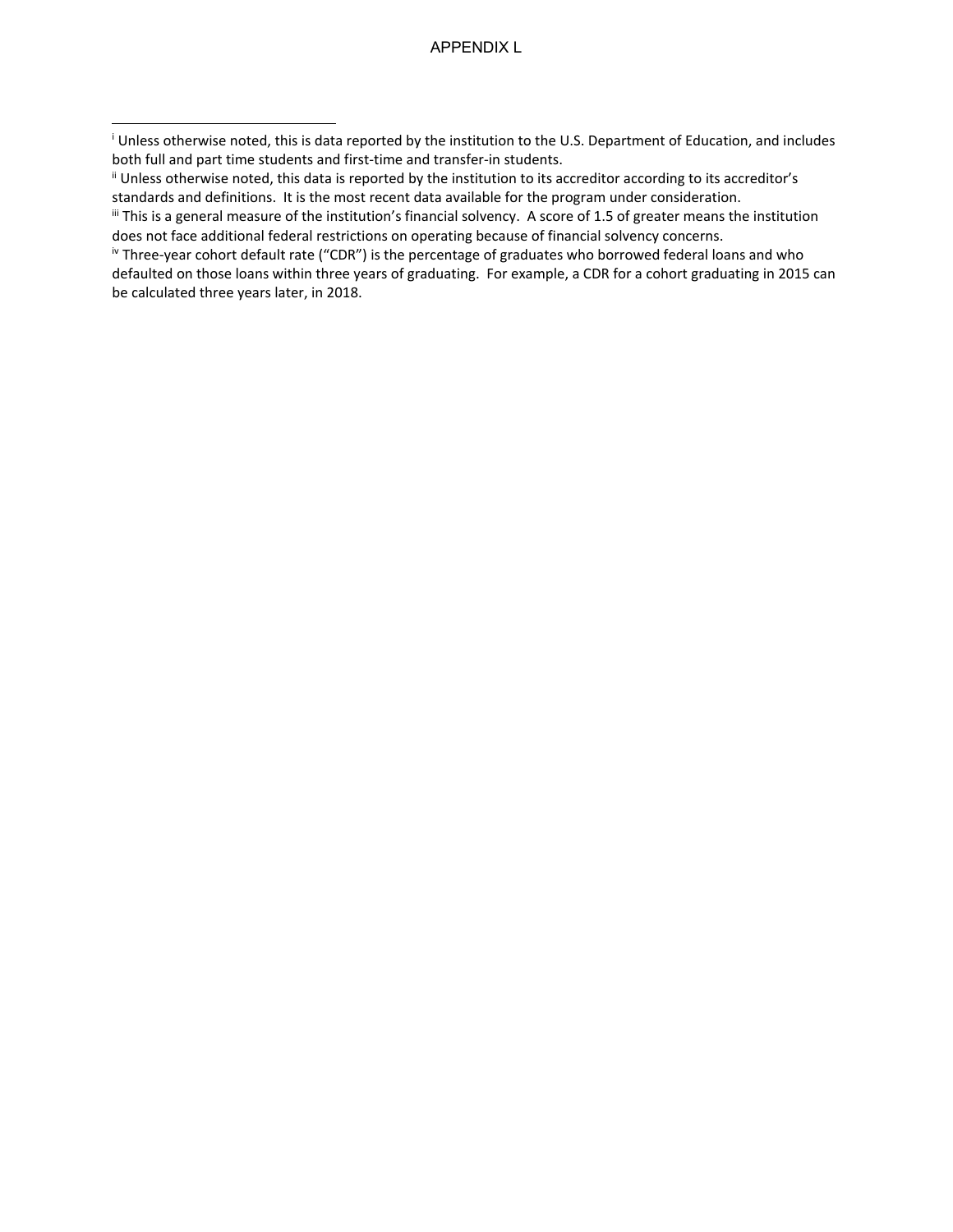[i] Unless otherwise noted, this is data reported by the institution to the U.S. Department of Education, and includes both full and part time students and first-time and transfer-in students.

[ii] Unless otherwise noted, this data is reported by the institution to its accreditor according to its accreditor's standards and definitions. It is the most recent data available for the program under consideration.

[iii] This is a general measure of the institution's financial solvency. A score of 1.5 of greater means the institution does not face additional federal restrictions on operating because of financial solvency concerns.

[iv] Three-year cohort default rate ("CDR") is the percentage of graduates who borrowed federal loans and who defaulted on those loans within three years of graduating. For example, a CDR for a cohort graduating in 2015 can be calculated three years later, in 2018.